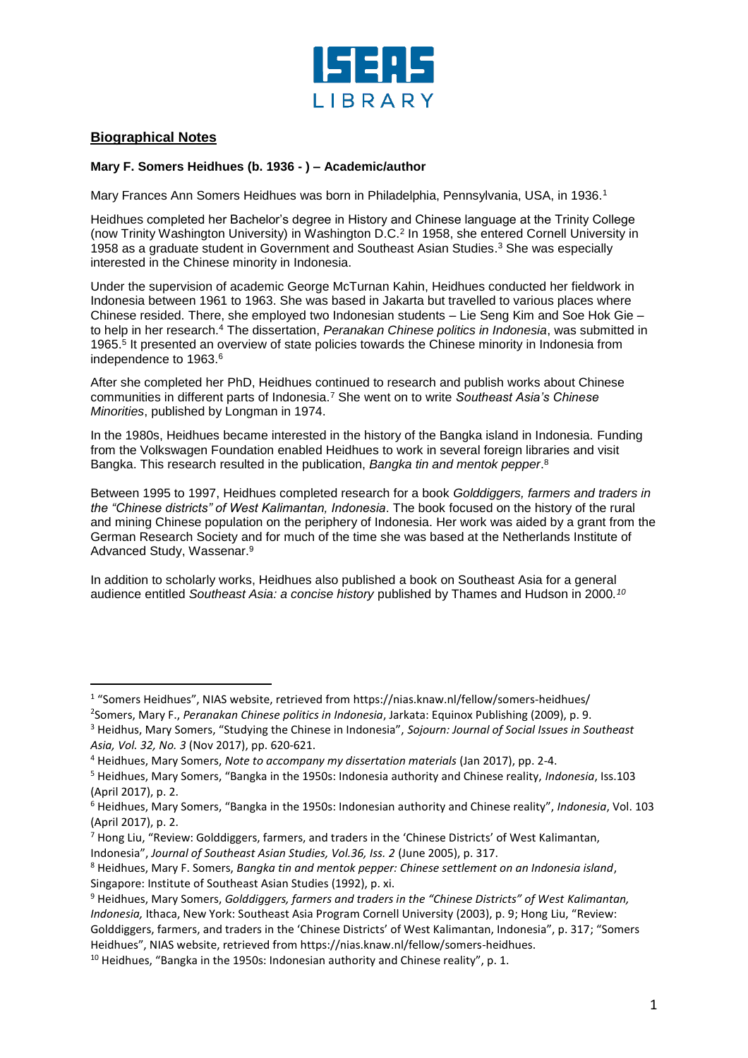ISEAS LIBRARY

## Biographical Notes

### Mary F. Somers Heidhues (b. 1936 - ) – Academic/author

Mary Frances Ann Somers Heidhues was born in Philadelphia, Pennsylvania, USA, in 1936.[1]

Heidhues completed her Bachelor's degree in History and Chinese language at the Trinity College (now Trinity Washington University) in Washington D.C.[2] In 1958, she entered Cornell University in 1958 as a graduate student in Government and Southeast Asian Studies.[3] She was especially interested in the Chinese minority in Indonesia.

Under the supervision of academic George McTurnan Kahin, Heidhues conducted her fieldwork in Indonesia between 1961 to 1963. She was based in Jakarta but travelled to various places where Chinese resided. There, she employed two Indonesian students – Lie Seng Kim and Soe Hok Gie – to help in her research.[4] The dissertation, *Peranakan Chinese politics in Indonesia*, was submitted in 1965.[5] It presented an overview of state policies towards the Chinese minority in Indonesia from independence to 1963.[6]

After she completed her PhD, Heidhues continued to research and publish works about Chinese communities in different parts of Indonesia.[7] She went on to write *Southeast Asia's Chinese Minorities*, published by Longman in 1974.

In the 1980s, Heidhues became interested in the history of the Bangka island in Indonesia. Funding from the Volkswagen Foundation enabled Heidhues to work in several foreign libraries and visit Bangka. This research resulted in the publication, *Bangka tin and mentok pepper*.[8]

Between 1995 to 1997, Heidhues completed research for a book *Golddiggers, farmers and traders in the "Chinese districts" of West Kalimantan, Indonesia*. The book focused on the history of the rural and mining Chinese population on the periphery of Indonesia. Her work was aided by a grant from the German Research Society and for much of the time she was based at the Netherlands Institute of Advanced Study, Wassenar.[9]

In addition to scholarly works, Heidhues also published a book on Southeast Asia for a general audience entitled *Southeast Asia: a concise history* published by Thames and Hudson in 2000.[10]

---

[1] "Somers Heidhues", NIAS website, retrieved from https://nias.knaw.nl/fellow/somers-heidhues/

[2] Somers, Mary F., *Peranakan Chinese politics in Indonesia*, Jarkata: Equinox Publishing (2009), p. 9.

[3] Heidhus, Mary Somers, "Studying the Chinese in Indonesia", *Sojourn: Journal of Social Issues in Southeast Asia, Vol. 32, No. 3* (Nov 2017), pp. 620-621.

[4] Heidhues, Mary Somers, *Note to accompany my dissertation materials* (Jan 2017), pp. 2-4.

[5] Heidhues, Mary Somers, "Bangka in the 1950s: Indonesia authority and Chinese reality, *Indonesia*, Iss.103 (April 2017), p. 2.

[6] Heidhues, Mary Somers, "Bangka in the 1950s: Indonesian authority and Chinese reality", *Indonesia*, Vol. 103 (April 2017), p. 2.

[7] Hong Liu, "Review: Golddiggers, farmers, and traders in the 'Chinese Districts' of West Kalimantan, Indonesia", *Journal of Southeast Asian Studies, Vol.36, Iss. 2* (June 2005), p. 317.

[8] Heidhues, Mary F. Somers, *Bangka tin and mentok pepper: Chinese settlement on an Indonesia island*, Singapore: Institute of Southeast Asian Studies (1992), p. xi.

[9] Heidhues, Mary Somers, *Golddiggers, farmers and traders in the "Chinese Districts" of West Kalimantan, Indonesia,* Ithaca, New York: Southeast Asia Program Cornell University (2003), p. 9; Hong Liu, "Review: Golddiggers, farmers, and traders in the 'Chinese Districts' of West Kalimantan, Indonesia", p. 317; "Somers Heidhues", NIAS website, retrieved from https://nias.knaw.nl/fellow/somers-heidhues.

[10] Heidhues, "Bangka in the 1950s: Indonesian authority and Chinese reality", p. 1.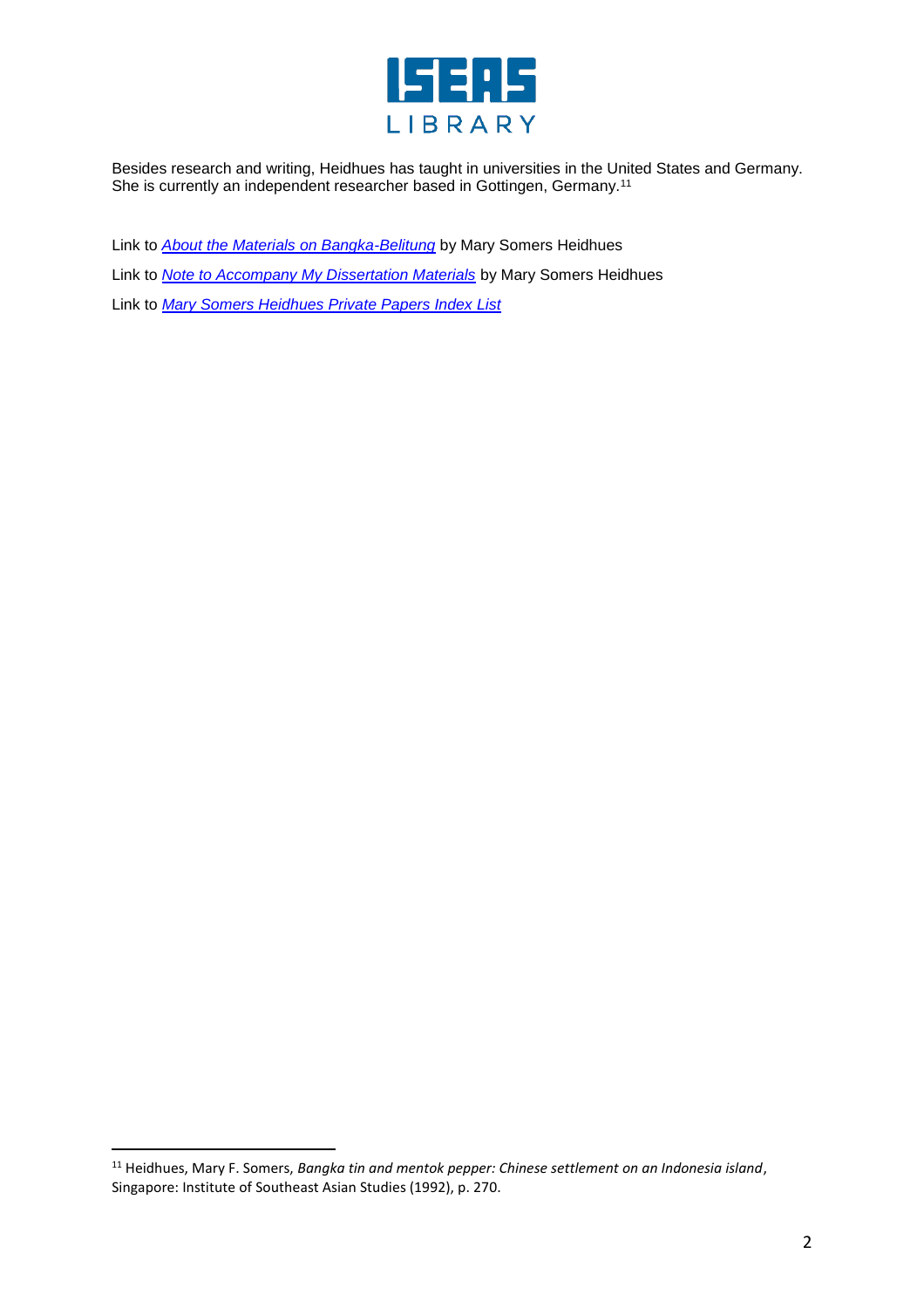Besides research and writing, Heidhues has taught in universities in the United States and Germany. She is currently an independent researcher based in Gottingen, Germany.[11]

Link to *About the Materials on Bangka-Belitung* by Mary Somers Heidhues

Link to *Note to Accompany My Dissertation Materials* by Mary Somers Heidhues

Link to *Mary Somers Heidhues Private Papers Index List*

---

[11] Heidhues, Mary F. Somers, *Bangka tin and mentok pepper: Chinese settlement on an Indonesia island*, Singapore: Institute of Southeast Asian Studies (1992), p. 270.